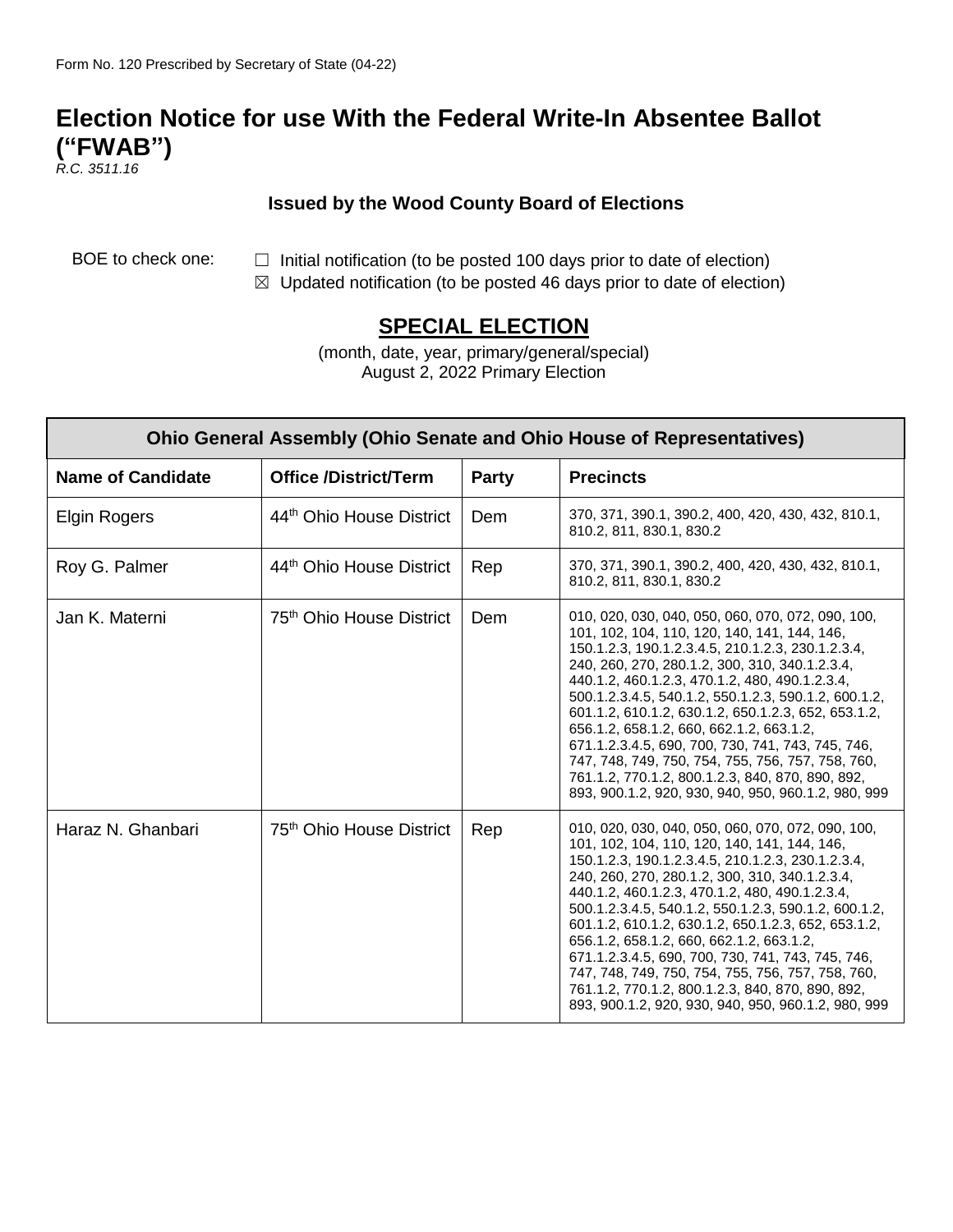Form No. 120 Prescribed by Secretary of State (04-22)

# Election Notice for use With the Federal Write-In Absentee Ballot ("FWAB")

*R.C. 3511.16*

**Issued by the Wood County Board of Elections**

BOE to check one:

☐ Initial notification (to be posted 100 days prior to date of election)

☒ Updated notification (to be posted 46 days prior to date of election)

## SPECIAL ELECTION

(month, date, year, primary/general/special)

August 2, 2022 Primary Election

| Ohio General Assembly (Ohio Senate and Ohio House of Representatives) | | | |
|---|---|---|---|
| **Name of Candidate** | **Office /District/Term** | **Party** | **Precincts** |
| Elgin Rogers | 44th Ohio House District | Dem | 370, 371, 390.1, 390.2, 400, 420, 430, 432, 810.1, 810.2, 811, 830.1, 830.2 |
| Roy G. Palmer | 44th Ohio House District | Rep | 370, 371, 390.1, 390.2, 400, 420, 430, 432, 810.1, 810.2, 811, 830.1, 830.2 |
| Jan K. Materni | 75th Ohio House District | Dem | 010, 020, 030, 040, 050, 060, 070, 072, 090, 100, 101, 102, 104, 110, 120, 140, 141, 144, 146, 150.1.2.3, 190.1.2.3.4.5, 210.1.2.3, 230.1.2.3.4, 240, 260, 270, 280.1.2, 300, 310, 340.1.2.3.4, 440.1.2, 460.1.2.3, 470.1.2, 480, 490.1.2.3.4, 500.1.2.3.4.5, 540.1.2, 550.1.2.3, 590.1.2, 600.1.2, 601.1.2, 610.1.2, 630.1.2, 650.1.2.3, 652, 653.1.2, 656.1.2, 658.1.2, 660, 662.1.2, 663.1.2, 671.1.2.3.4.5, 690, 700, 730, 741, 743, 745, 746, 747, 748, 749, 750, 754, 755, 756, 757, 758, 760, 761.1.2, 770.1.2, 800.1.2.3, 840, 870, 890, 892, 893, 900.1.2, 920, 930, 940, 950, 960.1.2, 980, 999 |
| Haraz N. Ghanbari | 75th Ohio House District | Rep | 010, 020, 030, 040, 050, 060, 070, 072, 090, 100, 101, 102, 104, 110, 120, 140, 141, 144, 146, 150.1.2.3, 190.1.2.3.4.5, 210.1.2.3, 230.1.2.3.4, 240, 260, 270, 280.1.2, 300, 310, 340.1.2.3.4, 440.1.2, 460.1.2.3, 470.1.2, 480, 490.1.2.3.4, 500.1.2.3.4.5, 540.1.2, 550.1.2.3, 590.1.2, 600.1.2, 601.1.2, 610.1.2, 630.1.2, 650.1.2.3, 652, 653.1.2, 656.1.2, 658.1.2, 660, 662.1.2, 663.1.2, 671.1.2.3.4.5, 690, 700, 730, 741, 743, 745, 746, 747, 748, 749, 750, 754, 755, 756, 757, 758, 760, 761.1.2, 770.1.2, 800.1.2.3, 840, 870, 890, 892, 893, 900.1.2, 920, 930, 940, 950, 960.1.2, 980, 999 |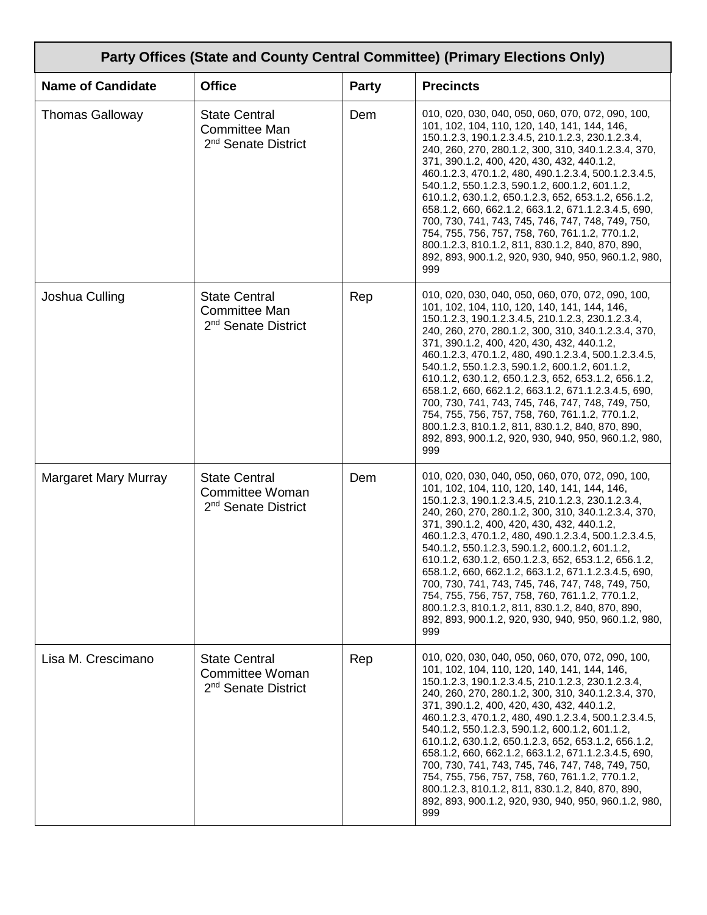**Party Offices (State and County Central Committee) (Primary Elections Only)**

| Name of Candidate | Office | Party | Precincts |
|---|---|---|---|
| Thomas Galloway | State Central Committee Man 2nd Senate District | Dem | 010, 020, 030, 040, 050, 060, 070, 072, 090, 100, 101, 102, 104, 110, 120, 140, 141, 144, 146, 150.1.2.3, 190.1.2.3.4.5, 210.1.2.3, 230.1.2.3.4, 240, 260, 270, 280.1.2, 300, 310, 340.1.2.3.4, 370, 371, 390.1.2, 400, 420, 430, 432, 440.1.2, 460.1.2.3, 470.1.2, 480, 490.1.2.3.4, 500.1.2.3.4.5, 540.1.2, 550.1.2.3, 590.1.2, 600.1.2, 601.1.2, 610.1.2, 630.1.2, 650.1.2.3, 652, 653.1.2, 656.1.2, 658.1.2, 660, 662.1.2, 663.1.2, 671.1.2.3.4.5, 690, 700, 730, 741, 743, 745, 746, 747, 748, 749, 750, 754, 755, 756, 757, 758, 760, 761.1.2, 770.1.2, 800.1.2.3, 810.1.2, 811, 830.1.2, 840, 870, 890, 892, 893, 900.1.2, 920, 930, 940, 950, 960.1.2, 980, 999 |
| Joshua Culling | State Central Committee Man 2nd Senate District | Rep | 010, 020, 030, 040, 050, 060, 070, 072, 090, 100, 101, 102, 104, 110, 120, 140, 141, 144, 146, 150.1.2.3, 190.1.2.3.4.5, 210.1.2.3, 230.1.2.3.4, 240, 260, 270, 280.1.2, 300, 310, 340.1.2.3.4, 370, 371, 390.1.2, 400, 420, 430, 432, 440.1.2, 460.1.2.3, 470.1.2, 480, 490.1.2.3.4, 500.1.2.3.4.5, 540.1.2, 550.1.2.3, 590.1.2, 600.1.2, 601.1.2, 610.1.2, 630.1.2, 650.1.2.3, 652, 653.1.2, 656.1.2, 658.1.2, 660, 662.1.2, 663.1.2, 671.1.2.3.4.5, 690, 700, 730, 741, 743, 745, 746, 747, 748, 749, 750, 754, 755, 756, 757, 758, 760, 761.1.2, 770.1.2, 800.1.2.3, 810.1.2, 811, 830.1.2, 840, 870, 890, 892, 893, 900.1.2, 920, 930, 940, 950, 960.1.2, 980, 999 |
| Margaret Mary Murray | State Central Committee Woman 2nd Senate District | Dem | 010, 020, 030, 040, 050, 060, 070, 072, 090, 100, 101, 102, 104, 110, 120, 140, 141, 144, 146, 150.1.2.3, 190.1.2.3.4.5, 210.1.2.3, 230.1.2.3.4, 240, 260, 270, 280.1.2, 300, 310, 340.1.2.3.4, 370, 371, 390.1.2, 400, 420, 430, 432, 440.1.2, 460.1.2.3, 470.1.2, 480, 490.1.2.3.4, 500.1.2.3.4.5, 540.1.2, 550.1.2.3, 590.1.2, 600.1.2, 601.1.2, 610.1.2, 630.1.2, 650.1.2.3, 652, 653.1.2, 656.1.2, 658.1.2, 660, 662.1.2, 663.1.2, 671.1.2.3.4.5, 690, 700, 730, 741, 743, 745, 746, 747, 748, 749, 750, 754, 755, 756, 757, 758, 760, 761.1.2, 770.1.2, 800.1.2.3, 810.1.2, 811, 830.1.2, 840, 870, 890, 892, 893, 900.1.2, 920, 930, 940, 950, 960.1.2, 980, 999 |
| Lisa M. Crescimano | State Central Committee Woman 2nd Senate District | Rep | 010, 020, 030, 040, 050, 060, 070, 072, 090, 100, 101, 102, 104, 110, 120, 140, 141, 144, 146, 150.1.2.3, 190.1.2.3.4.5, 210.1.2.3, 230.1.2.3.4, 240, 260, 270, 280.1.2, 300, 310, 340.1.2.3.4, 370, 371, 390.1.2, 400, 420, 430, 432, 440.1.2, 460.1.2.3, 470.1.2, 480, 490.1.2.3.4, 500.1.2.3.4.5, 540.1.2, 550.1.2.3, 590.1.2, 600.1.2, 601.1.2, 610.1.2, 630.1.2, 650.1.2.3, 652, 653.1.2, 656.1.2, 658.1.2, 660, 662.1.2, 663.1.2, 671.1.2.3.4.5, 690, 700, 730, 741, 743, 745, 746, 747, 748, 749, 750, 754, 755, 756, 757, 758, 760, 761.1.2, 770.1.2, 800.1.2.3, 810.1.2, 811, 830.1.2, 840, 870, 890, 892, 893, 900.1.2, 920, 930, 940, 950, 960.1.2, 980, 999 |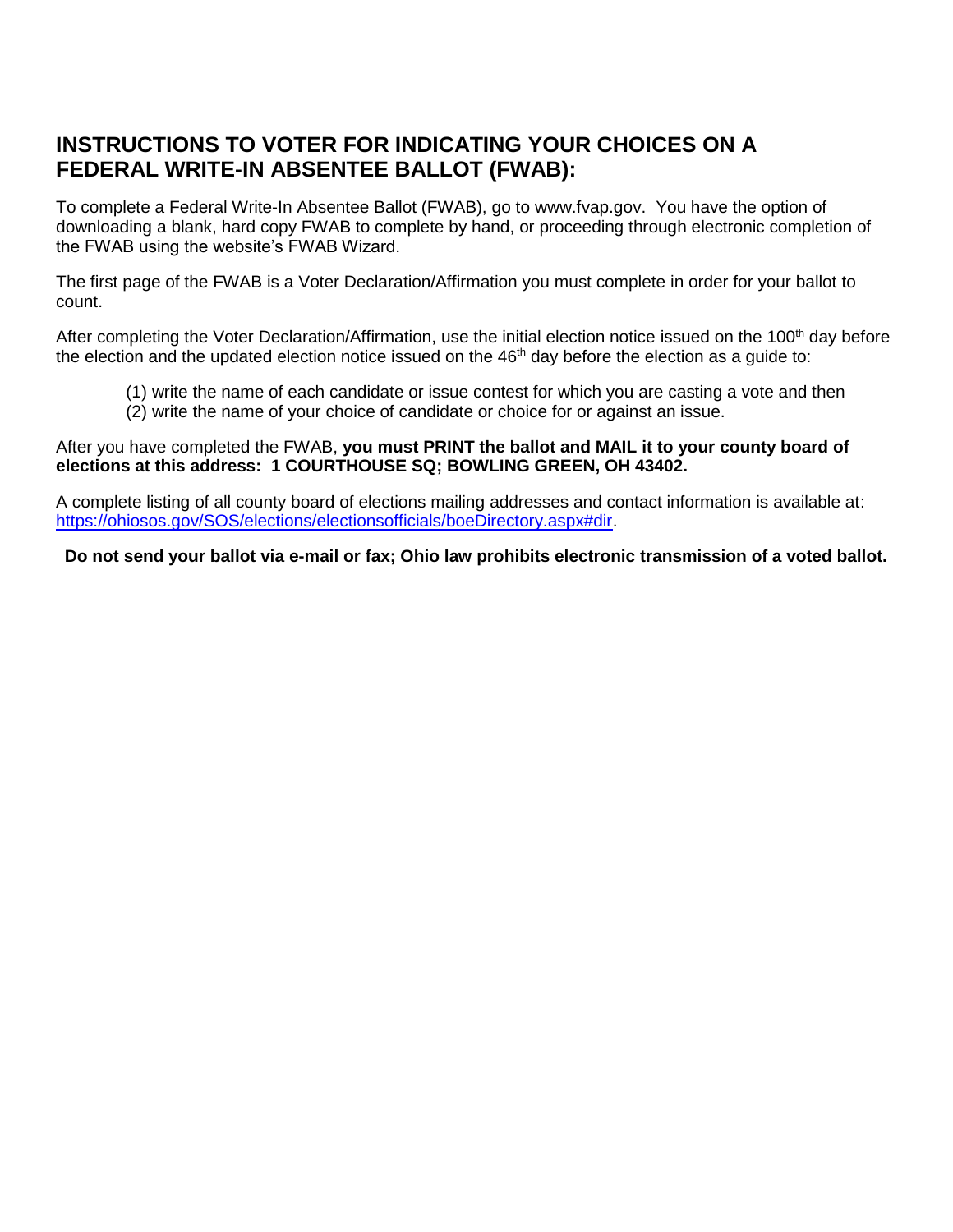## INSTRUCTIONS TO VOTER FOR INDICATING YOUR CHOICES ON A FEDERAL WRITE-IN ABSENTEE BALLOT (FWAB):

To complete a Federal Write-In Absentee Ballot (FWAB), go to www.fvap.gov. You have the option of downloading a blank, hard copy FWAB to complete by hand, or proceeding through electronic completion of the FWAB using the website's FWAB Wizard.

The first page of the FWAB is a Voter Declaration/Affirmation you must complete in order for your ballot to count.

After completing the Voter Declaration/Affirmation, use the initial election notice issued on the 100th day before the election and the updated election notice issued on the 46th day before the election as a guide to:

(1) write the name of each candidate or issue contest for which you are casting a vote and then
(2) write the name of your choice of candidate or choice for or against an issue.

After you have completed the FWAB, **you must PRINT the ballot and MAIL it to your county board of elections at this address: 1 COURTHOUSE SQ; BOWLING GREEN, OH 43402.**

A complete listing of all county board of elections mailing addresses and contact information is available at: https://ohiosos.gov/SOS/elections/electionsofficials/boeDirectory.aspx#dir.

**Do not send your ballot via e-mail or fax; Ohio law prohibits electronic transmission of a voted ballot.**